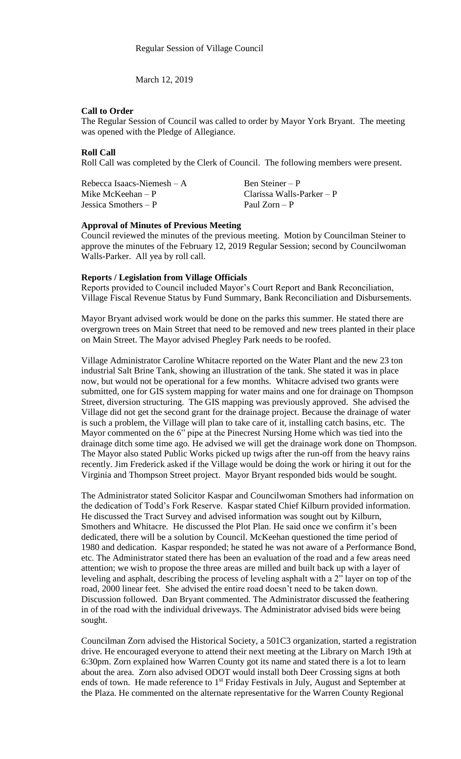Regular Session of Village Council

March 12, 2019

**Call to Order**

The Regular Session of Council was called to order by Mayor York Bryant. The meeting was opened with the Pledge of Allegiance.

**Roll Call**

Roll Call was completed by the Clerk of Council. The following members were present.

| | |
|---|---|
| Rebecca Isaacs-Niemesh – A | Ben Steiner – P |
| Mike McKeehan – P | Clarissa Walls-Parker – P |
| Jessica Smothers – P | Paul Zorn – P |

**Approval of Minutes of Previous Meeting**

Council reviewed the minutes of the previous meeting. Motion by Councilman Steiner to approve the minutes of the February 12, 2019 Regular Session; second by Councilwoman Walls-Parker. All yea by roll call.

**Reports / Legislation from Village Officials**

Reports provided to Council included Mayor's Court Report and Bank Reconciliation, Village Fiscal Revenue Status by Fund Summary, Bank Reconciliation and Disbursements.

Mayor Bryant advised work would be done on the parks this summer. He stated there are overgrown trees on Main Street that need to be removed and new trees planted in their place on Main Street. The Mayor advised Phegley Park needs to be roofed.

Village Administrator Caroline Whitacre reported on the Water Plant and the new 23 ton industrial Salt Brine Tank, showing an illustration of the tank. She stated it was in place now, but would not be operational for a few months. Whitacre advised two grants were submitted, one for GIS system mapping for water mains and one for drainage on Thompson Street, diversion structuring. The GIS mapping was previously approved. She advised the Village did not get the second grant for the drainage project. Because the drainage of water is such a problem, the Village will plan to take care of it, installing catch basins, etc. The Mayor commented on the 6" pipe at the Pinecrest Nursing Home which was tied into the drainage ditch some time ago. He advised we will get the drainage work done on Thompson. The Mayor also stated Public Works picked up twigs after the run-off from the heavy rains recently. Jim Frederick asked if the Village would be doing the work or hiring it out for the Virginia and Thompson Street project. Mayor Bryant responded bids would be sought.

The Administrator stated Solicitor Kaspar and Councilwoman Smothers had information on the dedication of Todd's Fork Reserve. Kaspar stated Chief Kilburn provided information. He discussed the Tract Survey and advised information was sought out by Kilburn, Smothers and Whitacre. He discussed the Plot Plan. He said once we confirm it's been dedicated, there will be a solution by Council. McKeehan questioned the time period of 1980 and dedication. Kaspar responded; he stated he was not aware of a Performance Bond, etc. The Administrator stated there has been an evaluation of the road and a few areas need attention; we wish to propose the three areas are milled and built back up with a layer of leveling and asphalt, describing the process of leveling asphalt with a 2" layer on top of the road, 2000 linear feet. She advised the entire road doesn't need to be taken down. Discussion followed. Dan Bryant commented. The Administrator discussed the feathering in of the road with the individual driveways. The Administrator advised bids were being sought.

Councilman Zorn advised the Historical Society, a 501C3 organization, started a registration drive. He encouraged everyone to attend their next meeting at the Library on March 19th at 6:30pm. Zorn explained how Warren County got its name and stated there is a lot to learn about the area. Zorn also advised ODOT would install both Deer Crossing signs at both ends of town. He made reference to 1st Friday Festivals in July, August and September at the Plaza. He commented on the alternate representative for the Warren County Regional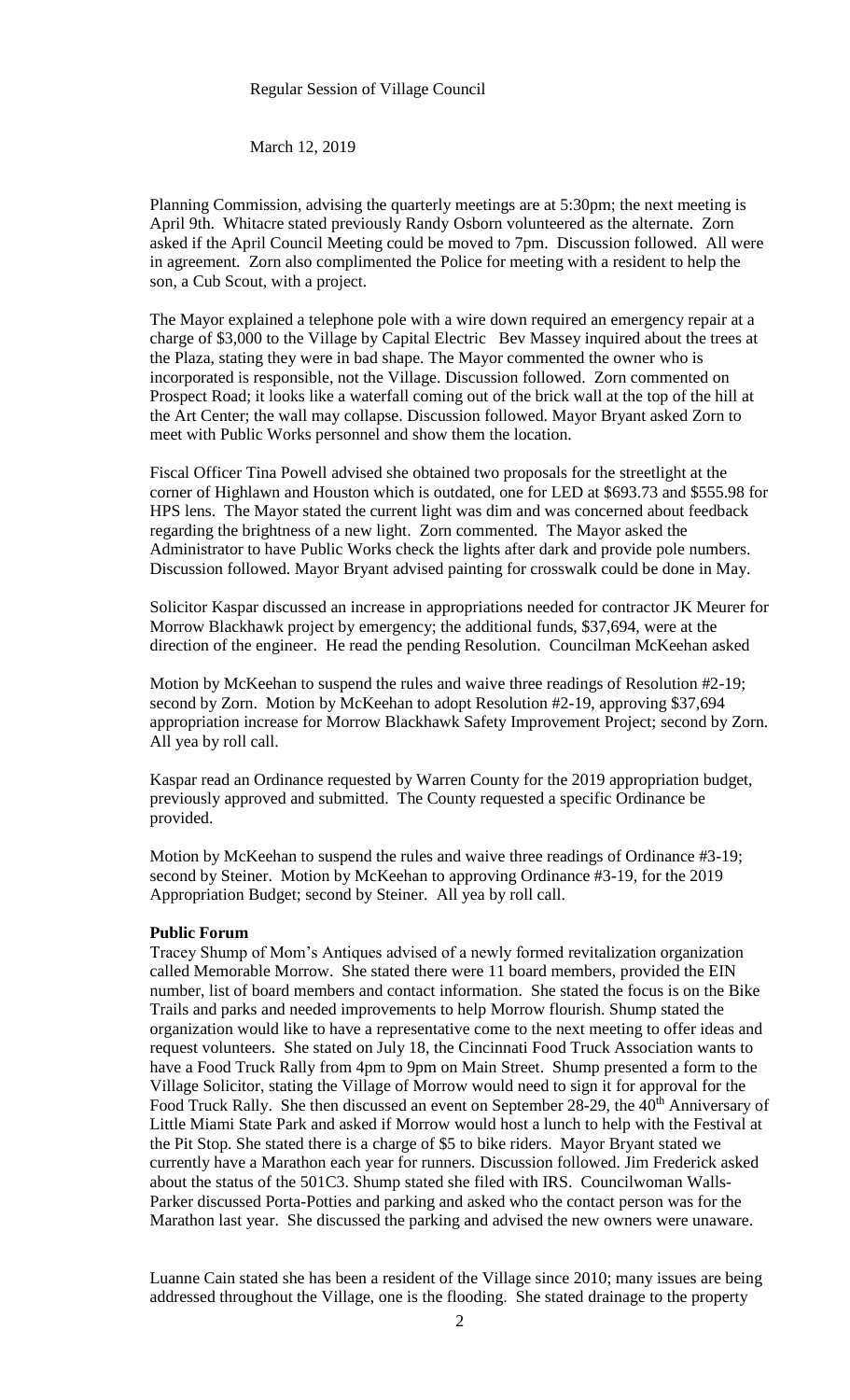Regular Session of Village Council

March 12, 2019

Planning Commission, advising the quarterly meetings are at 5:30pm; the next meeting is April 9th. Whitacre stated previously Randy Osborn volunteered as the alternate. Zorn asked if the April Council Meeting could be moved to 7pm. Discussion followed. All were in agreement. Zorn also complimented the Police for meeting with a resident to help the son, a Cub Scout, with a project.

The Mayor explained a telephone pole with a wire down required an emergency repair at a charge of $3,000 to the Village by Capital Electric Bev Massey inquired about the trees at the Plaza, stating they were in bad shape. The Mayor commented the owner who is incorporated is responsible, not the Village. Discussion followed. Zorn commented on Prospect Road; it looks like a waterfall coming out of the brick wall at the top of the hill at the Art Center; the wall may collapse. Discussion followed. Mayor Bryant asked Zorn to meet with Public Works personnel and show them the location.

Fiscal Officer Tina Powell advised she obtained two proposals for the streetlight at the corner of Highlawn and Houston which is outdated, one for LED at $693.73 and $555.98 for HPS lens. The Mayor stated the current light was dim and was concerned about feedback regarding the brightness of a new light. Zorn commented. The Mayor asked the Administrator to have Public Works check the lights after dark and provide pole numbers. Discussion followed. Mayor Bryant advised painting for crosswalk could be done in May.

Solicitor Kaspar discussed an increase in appropriations needed for contractor JK Meurer for Morrow Blackhawk project by emergency; the additional funds, $37,694, were at the direction of the engineer. He read the pending Resolution. Councilman McKeehan asked

Motion by McKeehan to suspend the rules and waive three readings of Resolution #2-19; second by Zorn. Motion by McKeehan to adopt Resolution #2-19, approving $37,694 appropriation increase for Morrow Blackhawk Safety Improvement Project; second by Zorn. All yea by roll call.

Kaspar read an Ordinance requested by Warren County for the 2019 appropriation budget, previously approved and submitted. The County requested a specific Ordinance be provided.

Motion by McKeehan to suspend the rules and waive three readings of Ordinance #3-19; second by Steiner. Motion by McKeehan to approving Ordinance #3-19, for the 2019 Appropriation Budget; second by Steiner. All yea by roll call.

**Public Forum**

Tracey Shump of Mom's Antiques advised of a newly formed revitalization organization called Memorable Morrow. She stated there were 11 board members, provided the EIN number, list of board members and contact information. She stated the focus is on the Bike Trails and parks and needed improvements to help Morrow flourish. Shump stated the organization would like to have a representative come to the next meeting to offer ideas and request volunteers. She stated on July 18, the Cincinnati Food Truck Association wants to have a Food Truck Rally from 4pm to 9pm on Main Street. Shump presented a form to the Village Solicitor, stating the Village of Morrow would need to sign it for approval for the Food Truck Rally. She then discussed an event on September 28-29, the 40th Anniversary of Little Miami State Park and asked if Morrow would host a lunch to help with the Festival at the Pit Stop. She stated there is a charge of $5 to bike riders. Mayor Bryant stated we currently have a Marathon each year for runners. Discussion followed. Jim Frederick asked about the status of the 501C3. Shump stated she filed with IRS. Councilwoman Walls-Parker discussed Porta-Potties and parking and asked who the contact person was for the Marathon last year. She discussed the parking and advised the new owners were unaware.

Luanne Cain stated she has been a resident of the Village since 2010; many issues are being addressed throughout the Village, one is the flooding. She stated drainage to the property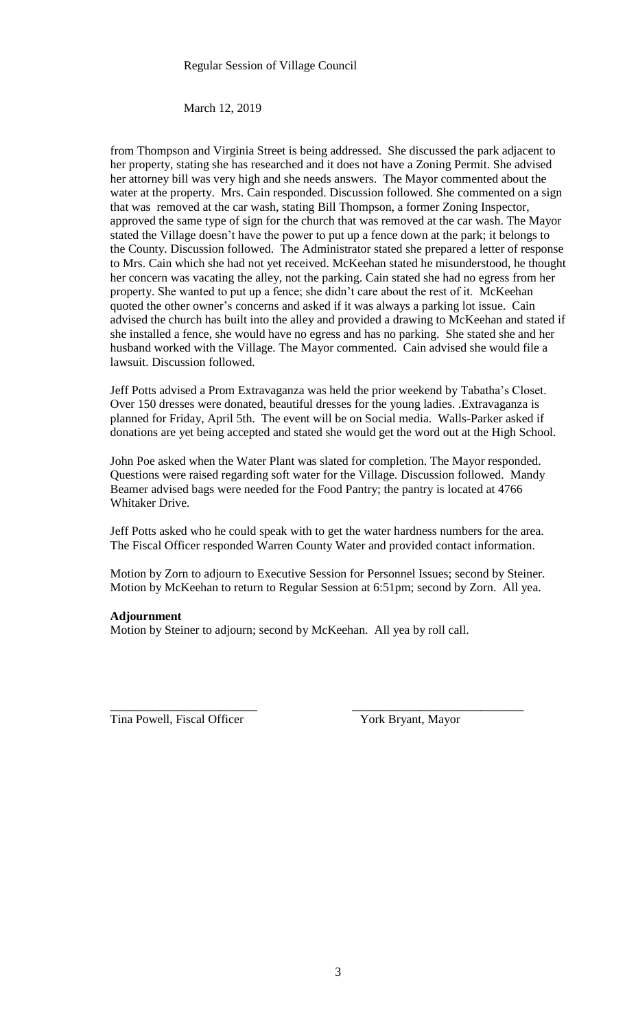from Thompson and Virginia Street is being addressed. She discussed the park adjacent to her property, stating she has researched and it does not have a Zoning Permit. She advised her attorney bill was very high and she needs answers. The Mayor commented about the water at the property. Mrs. Cain responded. Discussion followed. She commented on a sign that was removed at the car wash, stating Bill Thompson, a former Zoning Inspector, approved the same type of sign for the church that was removed at the car wash. The Mayor stated the Village doesn't have the power to put up a fence down at the park; it belongs to the County. Discussion followed. The Administrator stated she prepared a letter of response to Mrs. Cain which she had not yet received. McKeehan stated he misunderstood, he thought her concern was vacating the alley, not the parking. Cain stated she had no egress from her property. She wanted to put up a fence; she didn't care about the rest of it. McKeehan quoted the other owner's concerns and asked if it was always a parking lot issue. Cain advised the church has built into the alley and provided a drawing to McKeehan and stated if she installed a fence, she would have no egress and has no parking. She stated she and her husband worked with the Village. The Mayor commented. Cain advised she would file a lawsuit. Discussion followed.

Jeff Potts advised a Prom Extravaganza was held the prior weekend by Tabatha's Closet. Over 150 dresses were donated, beautiful dresses for the young ladies. .Extravaganza is planned for Friday, April 5th. The event will be on Social media. Walls-Parker asked if donations are yet being accepted and stated she would get the word out at the High School.

John Poe asked when the Water Plant was slated for completion. The Mayor responded. Questions were raised regarding soft water for the Village. Discussion followed. Mandy Beamer advised bags were needed for the Food Pantry; the pantry is located at 4766 Whitaker Drive.

Jeff Potts asked who he could speak with to get the water hardness numbers for the area. The Fiscal Officer responded Warren County Water and provided contact information.

Motion by Zorn to adjourn to Executive Session for Personnel Issues; second by Steiner. Motion by McKeehan to return to Regular Session at 6:51pm; second by Zorn. All yea.

**Adjournment**

Motion by Steiner to adjourn; second by McKeehan. All yea by roll call.

\_\_\_\_\_\_\_\_\_\_\_\_\_\_\_\_\_\_\_\_\_\_\_\_ \_\_\_\_\_\_\_\_\_\_\_\_\_\_\_\_\_\_\_\_\_\_\_\_\_\_\_\_

Tina Powell, Fiscal Officer York Bryant, Mayor